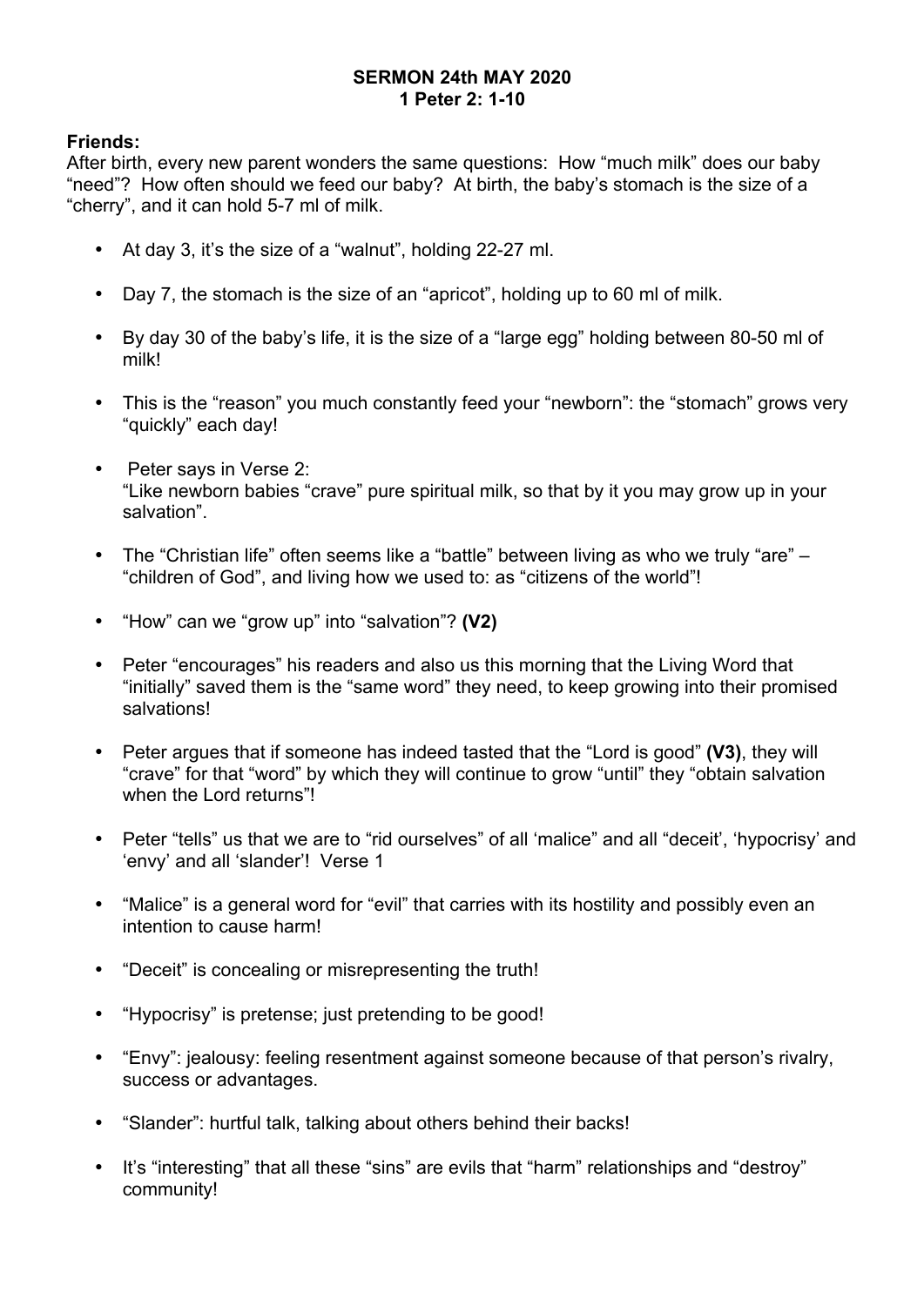**SERMON 24th MAY 2020**
**1 Peter 2: 1-10**

**Friends:**
After birth, every new parent wonders the same questions: How "much milk" does our baby "need"? How often should we feed our baby? At birth, the baby's stomach is the size of a "cherry", and it can hold 5-7 ml of milk.

- At day 3, it's the size of a "walnut", holding 22-27 ml.
- Day 7, the stomach is the size of an "apricot", holding up to 60 ml of milk.
- By day 30 of the baby's life, it is the size of a "large egg" holding between 80-50 ml of milk!
- This is the "reason" you much constantly feed your "newborn": the "stomach" grows very "quickly" each day!
- Peter says in Verse 2:
  "Like newborn babies "crave" pure spiritual milk, so that by it you may grow up in your salvation".
- The "Christian life" often seems like a "battle" between living as who we truly "are" – "children of God", and living how we used to: as "citizens of the world"!
- "How" can we "grow up" into "salvation"? **(V2)**
- Peter "encourages" his readers and also us this morning that the Living Word that "initially" saved them is the "same word" they need, to keep growing into their promised salvations!
- Peter argues that if someone has indeed tasted that the "Lord is good" **(V3)**, they will "crave" for that "word" by which they will continue to grow "until" they "obtain salvation when the Lord returns"!
- Peter "tells" us that we are to "rid ourselves" of all 'malice" and all "deceit', 'hypocrisy' and 'envy' and all 'slander'! Verse 1
- "Malice" is a general word for "evil" that carries with its hostility and possibly even an intention to cause harm!
- "Deceit" is concealing or misrepresenting the truth!
- "Hypocrisy" is pretense; just pretending to be good!
- "Envy": jealousy: feeling resentment against someone because of that person's rivalry, success or advantages.
- "Slander": hurtful talk, talking about others behind their backs!
- It's "interesting" that all these "sins" are evils that "harm" relationships and "destroy" community!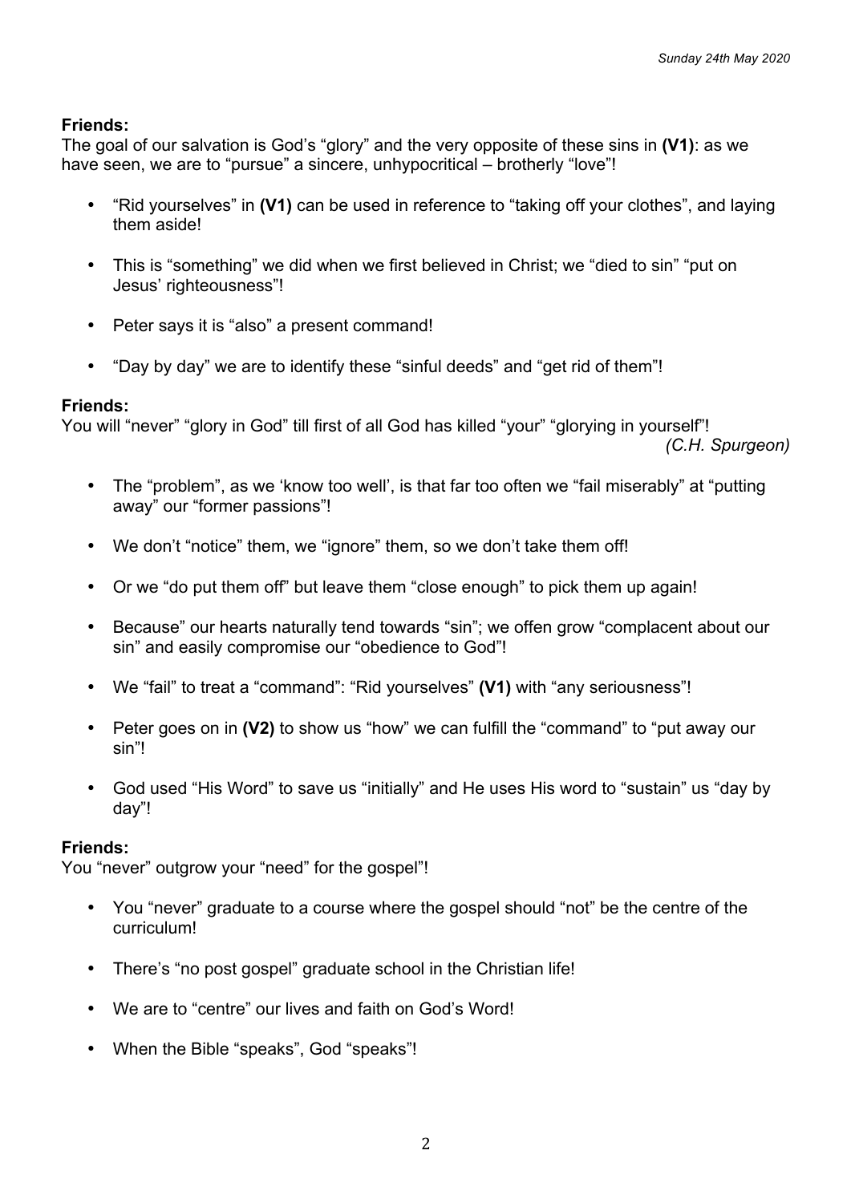**Friends:**
The goal of our salvation is God's "glory" and the very opposite of these sins in **(V1)**: as we have seen, we are to "pursue" a sincere, unhypocritical – brotherly "love"!

- "Rid yourselves" in **(V1)** can be used in reference to "taking off your clothes", and laying them aside!
- This is "something" we did when we first believed in Christ; we "died to sin" "put on Jesus' righteousness"!
- Peter says it is "also" a present command!
- "Day by day" we are to identify these "sinful deeds" and "get rid of them"!

**Friends:**
You will "never" "glory in God" till first of all God has killed "your" "glorying in yourself"!
*(C.H. Spurgeon)*

- The "problem", as we 'know too well', is that far too often we "fail miserably" at "putting away" our "former passions"!
- We don't "notice" them, we "ignore" them, so we don't take them off!
- Or we "do put them off" but leave them "close enough" to pick them up again!
- Because" our hearts naturally tend towards "sin"; we offen grow "complacent about our sin" and easily compromise our "obedience to God"!
- We "fail" to treat a "command": "Rid yourselves" **(V1)** with "any seriousness"!
- Peter goes on in **(V2)** to show us "how" we can fulfill the "command" to "put away our sin"!
- God used "His Word" to save us "initially" and He uses His word to "sustain" us "day by day"!

**Friends:**
You "never" outgrow your "need" for the gospel"!

- You "never" graduate to a course where the gospel should "not" be the centre of the curriculum!
- There's "no post gospel" graduate school in the Christian life!
- We are to "centre" our lives and faith on God's Word!
- When the Bible "speaks", God "speaks"!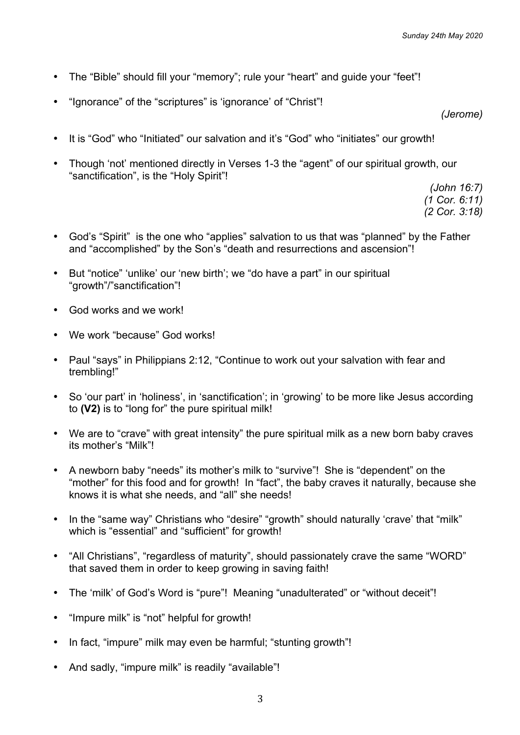- The “Bible” should fill your “memory”; rule your “heart” and guide your “feet”!

- “Ignorance” of the “scriptures” is ‘ignorance’ of “Christ”!

  *(Jerome)*

- It is “God” who “Initiated” our salvation and it’s “God” who “initiates” our growth!

- Though ‘not’ mentioned directly in Verses 1-3 the “agent” of our spiritual growth, our “sanctification”, is the “Holy Spirit”!

  *(John 16:7)*
  *(1 Cor. 6:11)*
  *(2 Cor. 3:18)*

- God’s “Spirit” is the one who “applies” salvation to us that was “planned” by the Father and “accomplished” by the Son’s “death and resurrections and ascension”!

- But “notice” ‘unlike’ our ‘new birth’; we “do have a part” in our spiritual “growth”/”sanctification”!

- God works and we work!

- We work “because” God works!

- Paul “says” in Philippians 2:12, “Continue to work out your salvation with fear and trembling!”

- So ‘our part’ in ‘holiness’, in ‘sanctification’; in ‘growing’ to be more like Jesus according to **(V2)** is to “long for” the pure spiritual milk!

- We are to “crave” with great intensity” the pure spiritual milk as a new born baby craves its mother’s “Milk”!

- A newborn baby “needs” its mother’s milk to “survive”! She is “dependent” on the “mother” for this food and for growth! In “fact”, the baby craves it naturally, because she knows it is what she needs, and “all” she needs!

- In the “same way” Christians who “desire” “growth” should naturally ‘crave’ that “milk” which is “essential” and “sufficient” for growth!

- “All Christians”, “regardless of maturity”, should passionately crave the same “WORD” that saved them in order to keep growing in saving faith!

- The ‘milk’ of God’s Word is “pure”! Meaning “unadulterated” or “without deceit”!

- “Impure milk” is “not” helpful for growth!

- In fact, “impure” milk may even be harmful; “stunting growth”!

- And sadly, “impure milk” is readily “available”!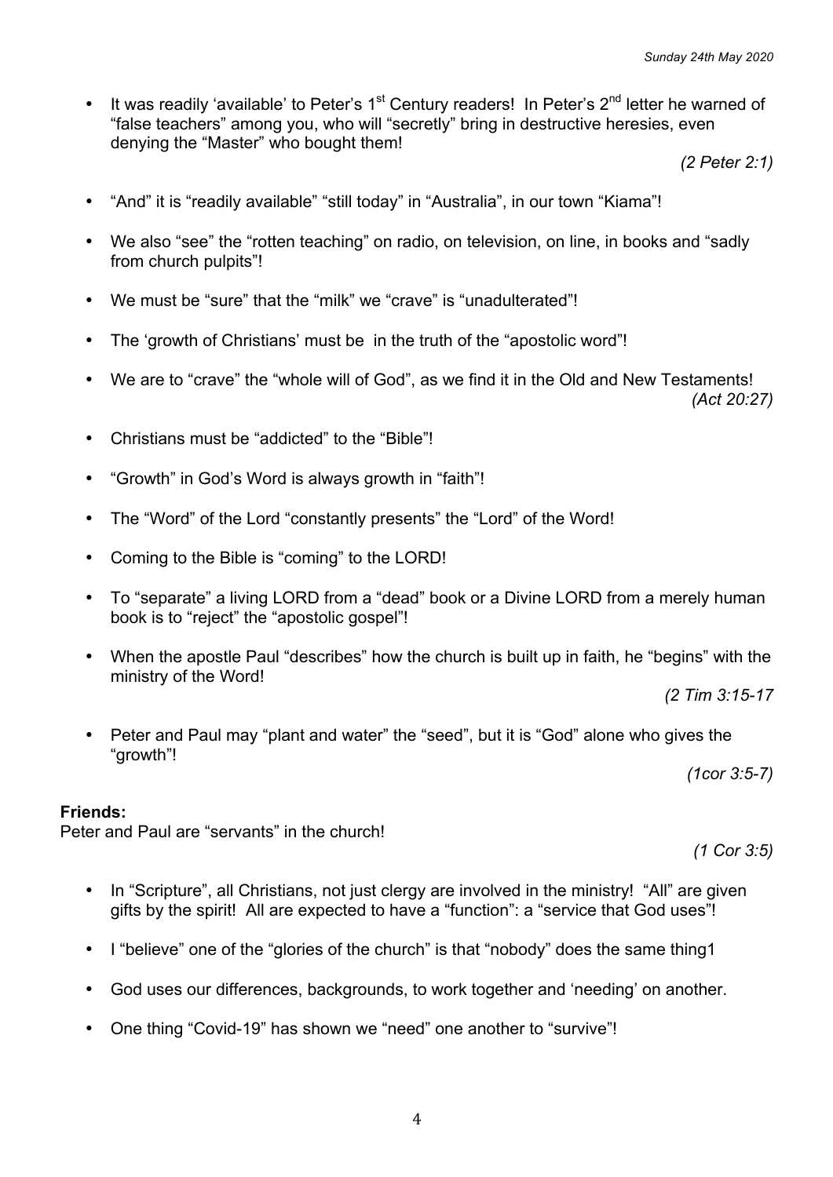- It was readily 'available' to Peter's 1st Century readers! In Peter's 2nd letter he warned of "false teachers" among you, who will "secretly" bring in destructive heresies, even denying the "Master" who bought them!

*(2 Peter 2:1)*

- "And" it is "readily available" "still today" in "Australia", in our town "Kiama"!
- We also "see" the "rotten teaching" on radio, on television, on line, in books and "sadly from church pulpits"!
- We must be "sure" that the "milk" we "crave" is "unadulterated"!
- The 'growth of Christians' must be in the truth of the "apostolic word"!
- We are to "crave" the "whole will of God", as we find it in the Old and New Testaments!

*(Act 20:27)*

- Christians must be "addicted" to the "Bible"!
- "Growth" in God's Word is always growth in "faith"!
- The "Word" of the Lord "constantly presents" the "Lord" of the Word!
- Coming to the Bible is "coming" to the LORD!
- To "separate" a living LORD from a "dead" book or a Divine LORD from a merely human book is to "reject" the "apostolic gospel"!
- When the apostle Paul "describes" how the church is built up in faith, he "begins" with the ministry of the Word!

*(2 Tim 3:15-17*

- Peter and Paul may "plant and water" the "seed", but it is "God" alone who gives the "growth"!

*(1cor 3:5-7)*

**Friends:**
Peter and Paul are "servants" in the church!

*(1 Cor 3:5)*

- In "Scripture", all Christians, not just clergy are involved in the ministry! "All" are given gifts by the spirit! All are expected to have a "function": a "service that God uses"!
- I "believe" one of the "glories of the church" is that "nobody" does the same thing1
- God uses our differences, backgrounds, to work together and 'needing' on another.
- One thing "Covid-19" has shown we "need" one another to "survive"!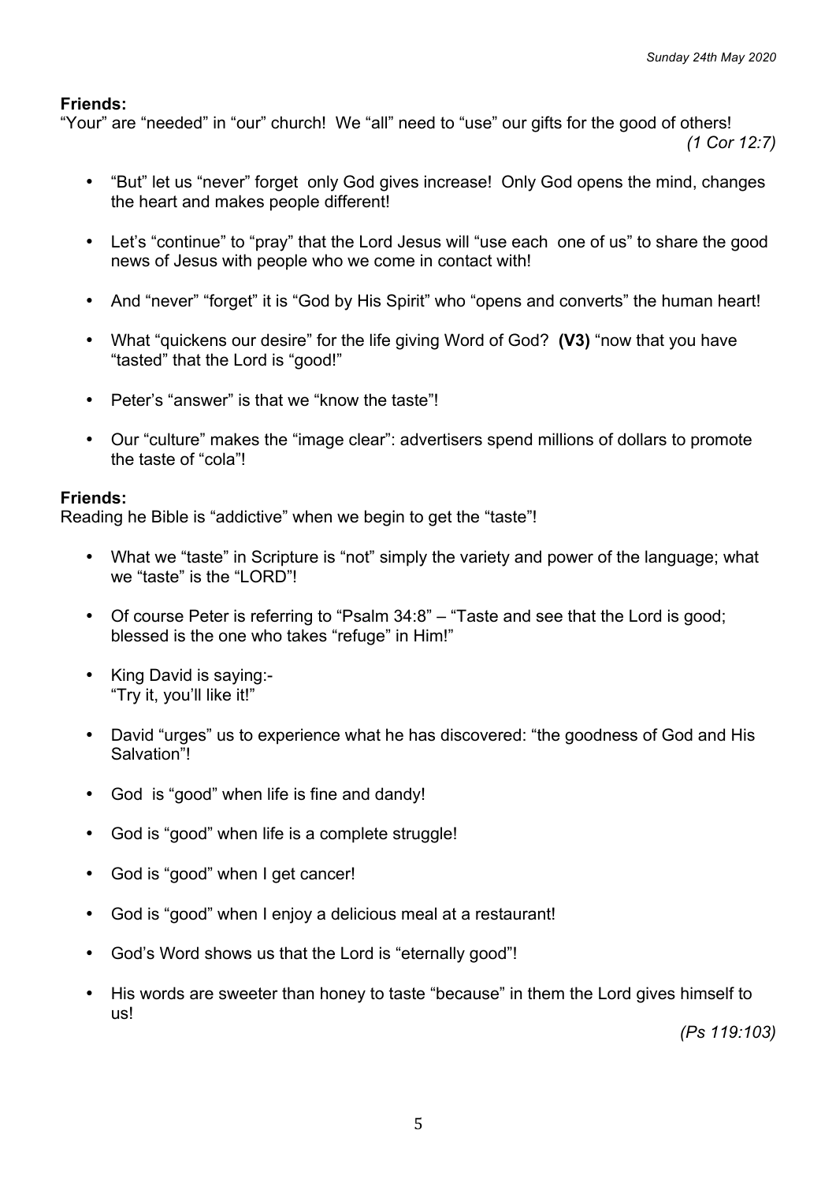**Friends:**
"Your" are "needed" in "our" church! We "all" need to "use" our gifts for the good of others! *(1 Cor 12:7)*

- "But" let us "never" forget only God gives increase! Only God opens the mind, changes the heart and makes people different!
- Let's "continue" to "pray" that the Lord Jesus will "use each one of us" to share the good news of Jesus with people who we come in contact with!
- And "never" "forget" it is "God by His Spirit" who "opens and converts" the human heart!
- What "quickens our desire" for the life giving Word of God? **(V3)** "now that you have "tasted" that the Lord is "good!"
- Peter's "answer" is that we "know the taste"!
- Our "culture" makes the "image clear": advertisers spend millions of dollars to promote the taste of "cola"!

**Friends:**
Reading he Bible is "addictive" when we begin to get the "taste"!

- What we "taste" in Scripture is "not" simply the variety and power of the language; what we "taste" is the "LORD"!
- Of course Peter is referring to "Psalm 34:8" – "Taste and see that the Lord is good; blessed is the one who takes "refuge" in Him!"
- King David is saying:-
  "Try it, you'll like it!"
- David "urges" us to experience what he has discovered: "the goodness of God and His Salvation"!
- God is "good" when life is fine and dandy!
- God is "good" when life is a complete struggle!
- God is "good" when I get cancer!
- God is "good" when I enjoy a delicious meal at a restaurant!
- God's Word shows us that the Lord is "eternally good"!
- His words are sweeter than honey to taste "because" in them the Lord gives himself to us!

*(Ps 119:103)*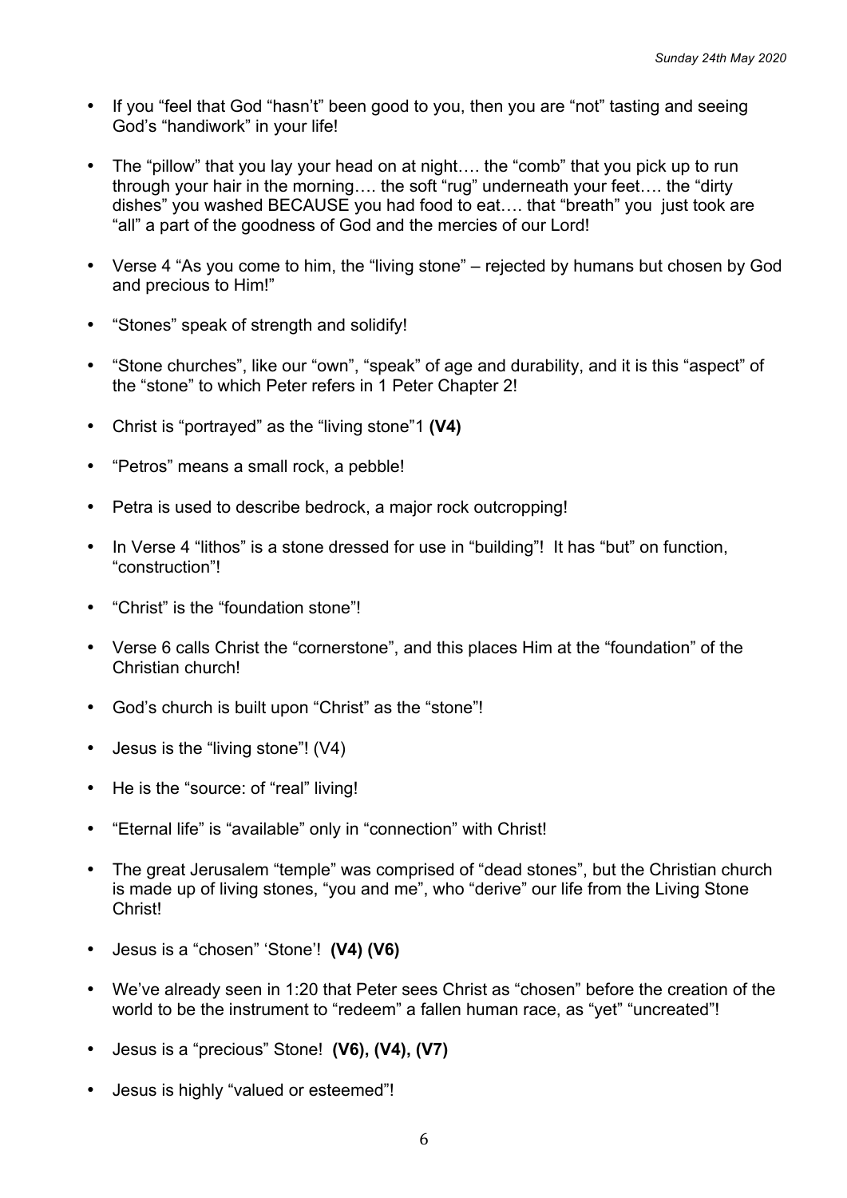- If you "feel that God "hasn't" been good to you, then you are "not" tasting and seeing God's "handiwork" in your life!

- The "pillow" that you lay your head on at night…. the "comb" that you pick up to run through your hair in the morning…. the soft "rug" underneath your feet…. the "dirty dishes" you washed BECAUSE you had food to eat…. that "breath" you just took are "all" a part of the goodness of God and the mercies of our Lord!

- Verse 4 "As you come to him, the "living stone" – rejected by humans but chosen by God and precious to Him!"

- "Stones" speak of strength and solidify!

- "Stone churches", like our "own", "speak" of age and durability, and it is this "aspect" of the "stone" to which Peter refers in 1 Peter Chapter 2!

- Christ is "portrayed" as the "living stone"1 **(V4)**

- "Petros" means a small rock, a pebble!

- Petra is used to describe bedrock, a major rock outcropping!

- In Verse 4 "lithos" is a stone dressed for use in "building"! It has "but" on function, "construction"!

- "Christ" is the "foundation stone"!

- Verse 6 calls Christ the "cornerstone", and this places Him at the "foundation" of the Christian church!

- God's church is built upon "Christ" as the "stone"!

- Jesus is the "living stone"! (V4)

- He is the "source: of "real" living!

- "Eternal life" is "available" only in "connection" with Christ!

- The great Jerusalem "temple" was comprised of "dead stones", but the Christian church is made up of living stones, "you and me", who "derive" our life from the Living Stone Christ!

- Jesus is a "chosen" 'Stone'! **(V4) (V6)**

- We've already seen in 1:20 that Peter sees Christ as "chosen" before the creation of the world to be the instrument to "redeem" a fallen human race, as "yet" "uncreated"!

- Jesus is a "precious" Stone! **(V6), (V4), (V7)**

- Jesus is highly "valued or esteemed"!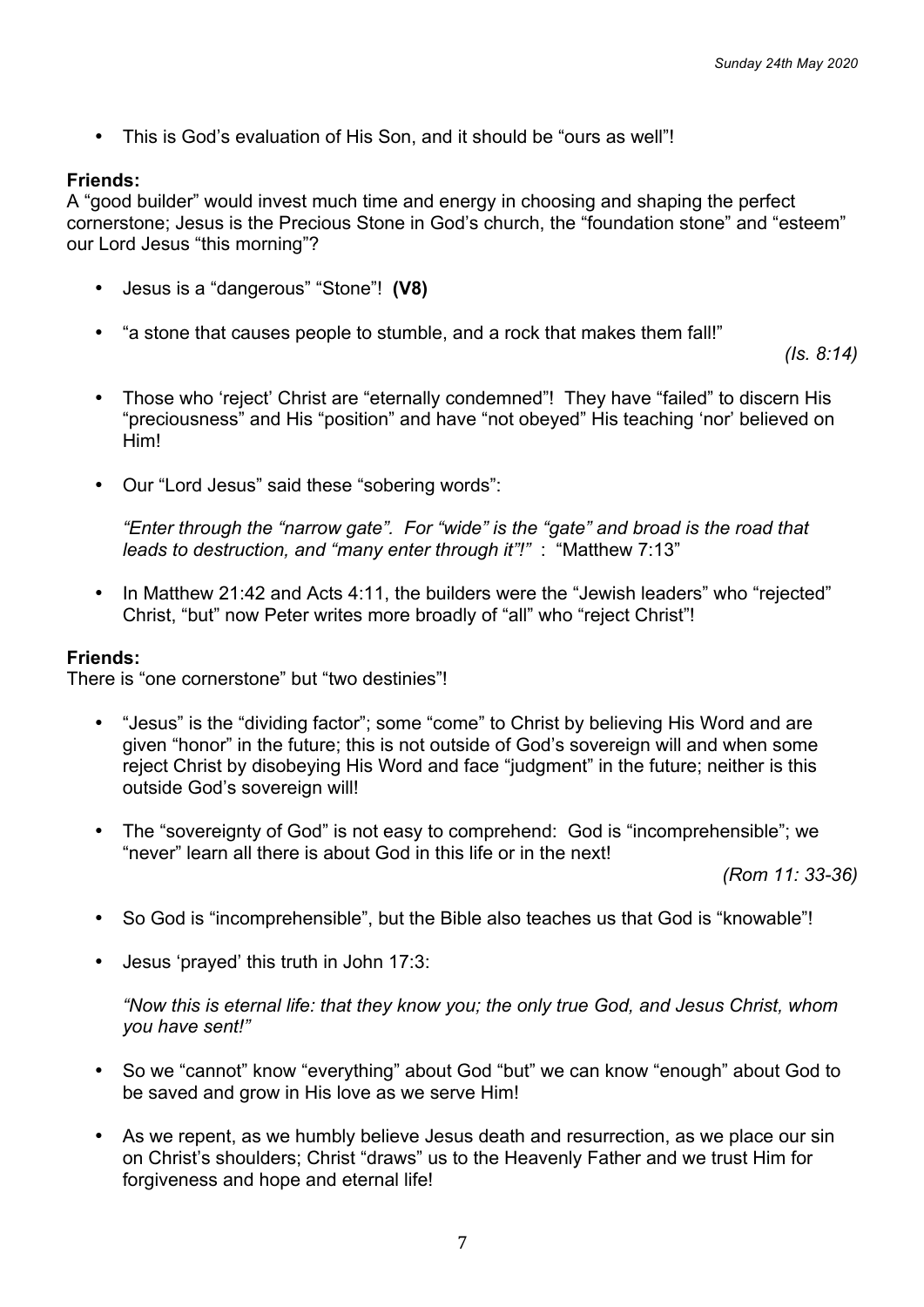- This is God's evaluation of His Son, and it should be "ours as well"!

**Friends:**
A "good builder" would invest much time and energy in choosing and shaping the perfect cornerstone; Jesus is the Precious Stone in God's church, the "foundation stone" and "esteem" our Lord Jesus "this morning"?

- Jesus is a "dangerous" "Stone"! **(V8)**

- "a stone that causes people to stumble, and a rock that makes them fall!" *(Is. 8:14)*

- Those who 'reject' Christ are "eternally condemned"! They have "failed" to discern His "preciousness" and His "position" and have "not obeyed" His teaching 'nor' believed on Him!

- Our "Lord Jesus" said these "sobering words":

  *"Enter through the "narrow gate". For "wide" is the "gate" and broad is the road that leads to destruction, and "many enter through it"!"* : "Matthew 7:13"

- In Matthew 21:42 and Acts 4:11, the builders were the "Jewish leaders" who "rejected" Christ, "but" now Peter writes more broadly of "all" who "reject Christ"!

**Friends:**
There is "one cornerstone" but "two destinies"!

- "Jesus" is the "dividing factor"; some "come" to Christ by believing His Word and are given "honor" in the future; this is not outside of God's sovereign will and when some reject Christ by disobeying His Word and face "judgment" in the future; neither is this outside God's sovereign will!

- The "sovereignty of God" is not easy to comprehend: God is "incomprehensible"; we "never" learn all there is about God in this life or in the next! *(Rom 11: 33-36)*

- So God is "incomprehensible", but the Bible also teaches us that God is "knowable"!

- Jesus 'prayed' this truth in John 17:3:

  *"Now this is eternal life: that they know you; the only true God, and Jesus Christ, whom you have sent!"*

- So we "cannot" know "everything" about God "but" we can know "enough" about God to be saved and grow in His love as we serve Him!

- As we repent, as we humbly believe Jesus death and resurrection, as we place our sin on Christ's shoulders; Christ "draws" us to the Heavenly Father and we trust Him for forgiveness and hope and eternal life!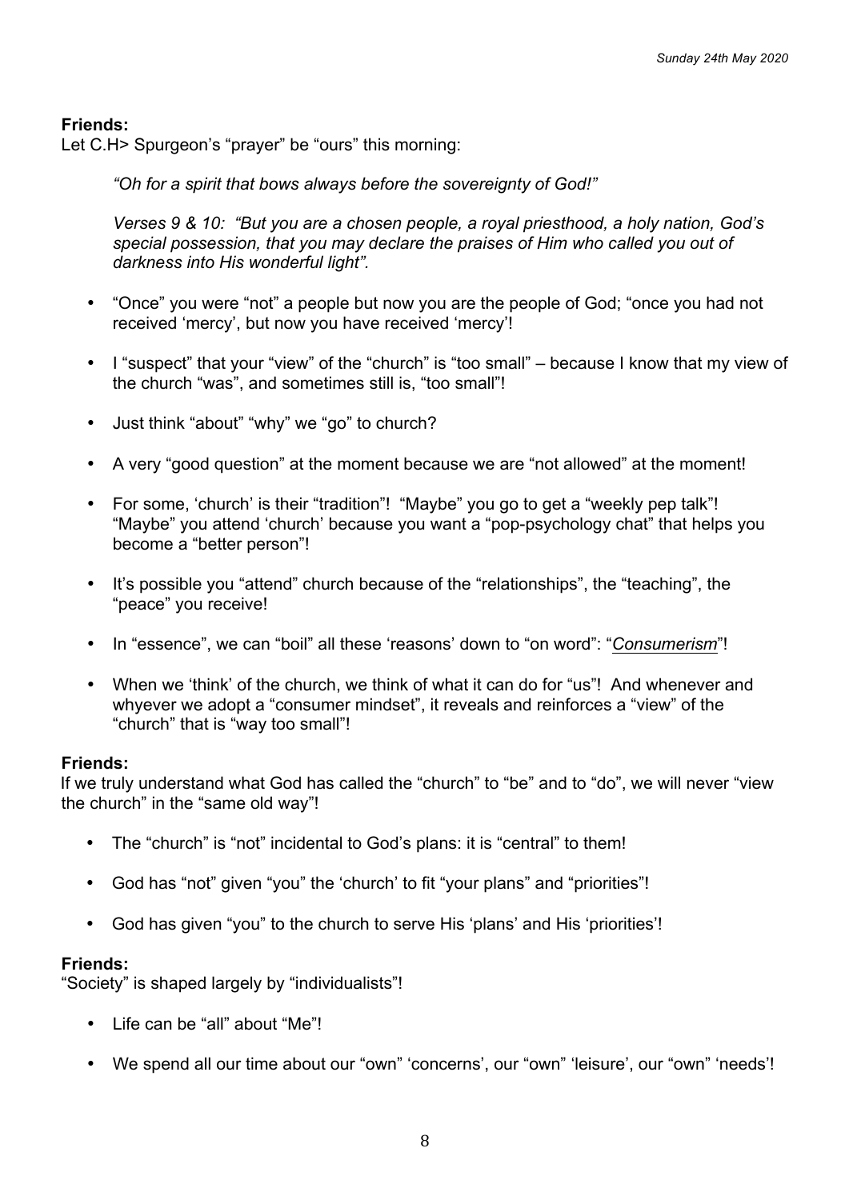**Friends:**
Let C.H> Spurgeon's "prayer" be "ours" this morning:

*"Oh for a spirit that bows always before the sovereignty of God!"*

*Verses 9 & 10: "But you are a chosen people, a royal priesthood, a holy nation, God's special possession, that you may declare the praises of Him who called you out of darkness into His wonderful light".*

- "Once" you were "not" a people but now you are the people of God; "once you had not received 'mercy', but now you have received 'mercy'!
- I "suspect" that your "view" of the "church" is "too small" – because I know that my view of the church "was", and sometimes still is, "too small"!
- Just think "about" "why" we "go" to church?
- A very "good question" at the moment because we are "not allowed" at the moment!
- For some, 'church' is their "tradition"! "Maybe" you go to get a "weekly pep talk"! "Maybe" you attend 'church' because you want a "pop-psychology chat" that helps you become a "better person"!
- It's possible you "attend" church because of the "relationships", the "teaching", the "peace" you receive!
- In "essence", we can "boil" all these 'reasons' down to "on word": "*Consumerism*"!
- When we 'think' of the church, we think of what it can do for "us"! And whenever and whyever we adopt a "consumer mindset", it reveals and reinforces a "view" of the "church" that is "way too small"!

**Friends:**
If we truly understand what God has called the "church" to "be" and to "do", we will never "view the church" in the "same old way"!

- The "church" is "not" incidental to God's plans: it is "central" to them!
- God has "not" given "you" the 'church' to fit "your plans" and "priorities"!
- God has given "you" to the church to serve His 'plans' and His 'priorities'!

**Friends:**
"Society" is shaped largely by "individualists"!

- Life can be "all" about "Me"!
- We spend all our time about our "own" 'concerns', our "own" 'leisure', our "own" 'needs'!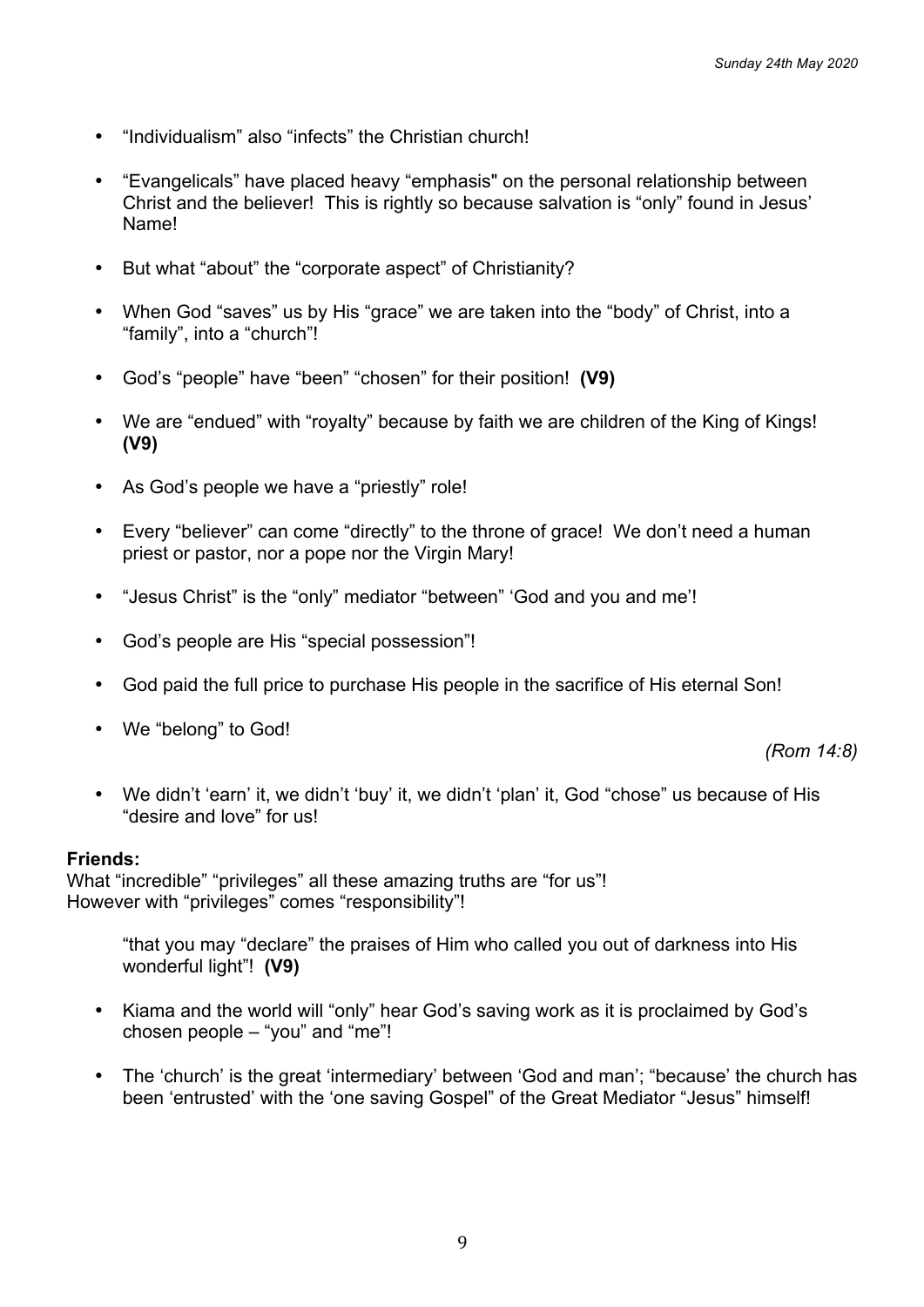- "Individualism" also "infects" the Christian church!

- "Evangelicals" have placed heavy "emphasis" on the personal relationship between Christ and the believer! This is rightly so because salvation is "only" found in Jesus' Name!

- But what "about" the "corporate aspect" of Christianity?

- When God "saves" us by His "grace" we are taken into the "body" of Christ, into a "family", into a "church"!

- God's "people" have "been" "chosen" for their position! **(V9)**

- We are "endued" with "royalty" because by faith we are children of the King of Kings! **(V9)**

- As God's people we have a "priestly" role!

- Every "believer" can come "directly" to the throne of grace! We don't need a human priest or pastor, nor a pope nor the Virgin Mary!

- "Jesus Christ" is the "only" mediator "between" 'God and you and me'!

- God's people are His "special possession"!

- God paid the full price to purchase His people in the sacrifice of His eternal Son!

- We "belong" to God!

*(Rom 14:8)*

- We didn't 'earn' it, we didn't 'buy' it, we didn't 'plan' it, God "chose" us because of His "desire and love" for us!

**Friends:**
What "incredible" "privileges" all these amazing truths are "for us"!
However with "privileges" comes "responsibility"!

> "that you may "declare" the praises of Him who called you out of darkness into His wonderful light"! **(V9)**

- Kiama and the world will "only" hear God's saving work as it is proclaimed by God's chosen people – "you" and "me"!

- The 'church' is the great 'intermediary' between 'God and man'; "because' the church has been 'entrusted' with the 'one saving Gospel" of the Great Mediator "Jesus" himself!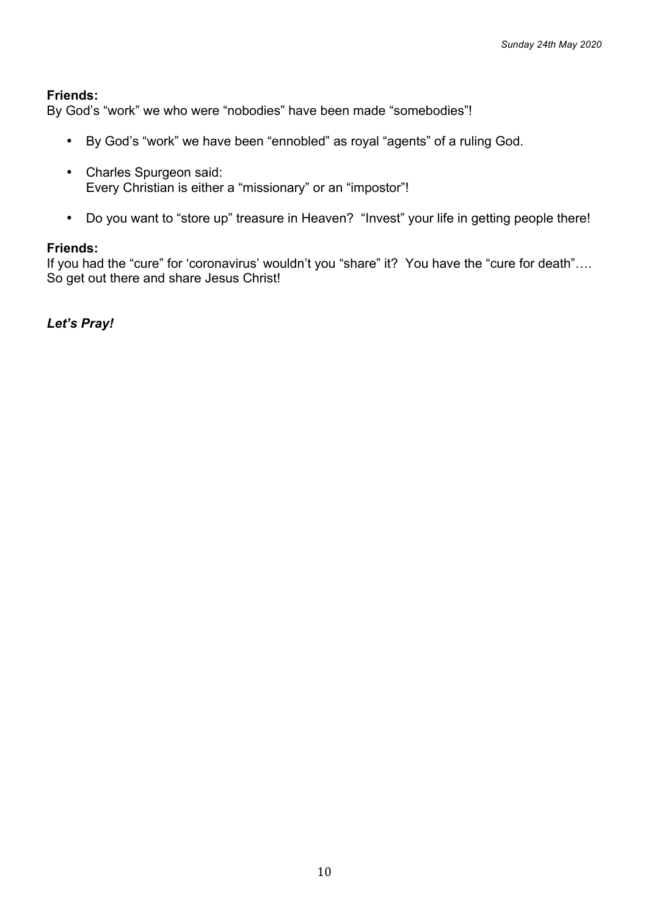**Friends:**
By God's "work" we who were "nobodies" have been made "somebodies"!

- By God's "work" we have been "ennobled" as royal "agents" of a ruling God.
- Charles Spurgeon said:
  Every Christian is either a "missionary" or an "impostor"!
- Do you want to "store up" treasure in Heaven? "Invest" your life in getting people there!

**Friends:**
If you had the "cure" for 'coronavirus' wouldn't you "share" it? You have the "cure for death"….
So get out there and share Jesus Christ!

***Let's Pray!***